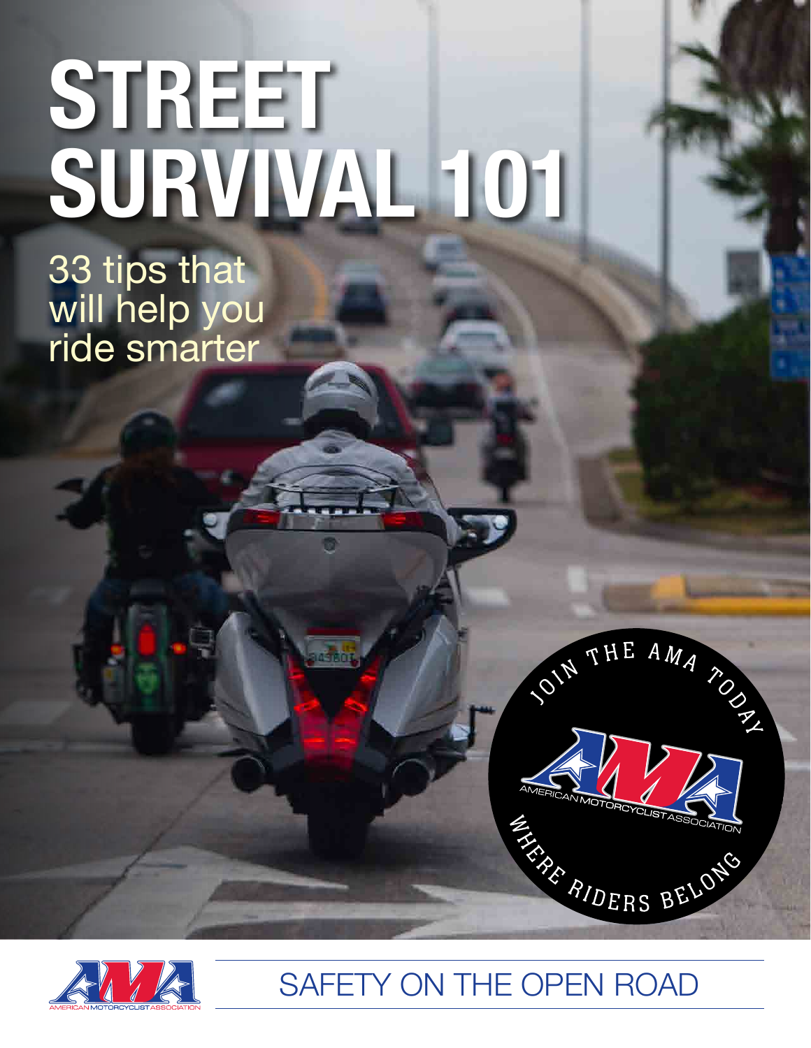# STREET SURVIVAL 101

33 tips that will help you ride smarter

JOIN THE AMA TODAY

AMERICAN MOTORCYCLIST ASSOCIATION

WHERE RIDERS BELONG

SAFETY ON THE OPEN ROAD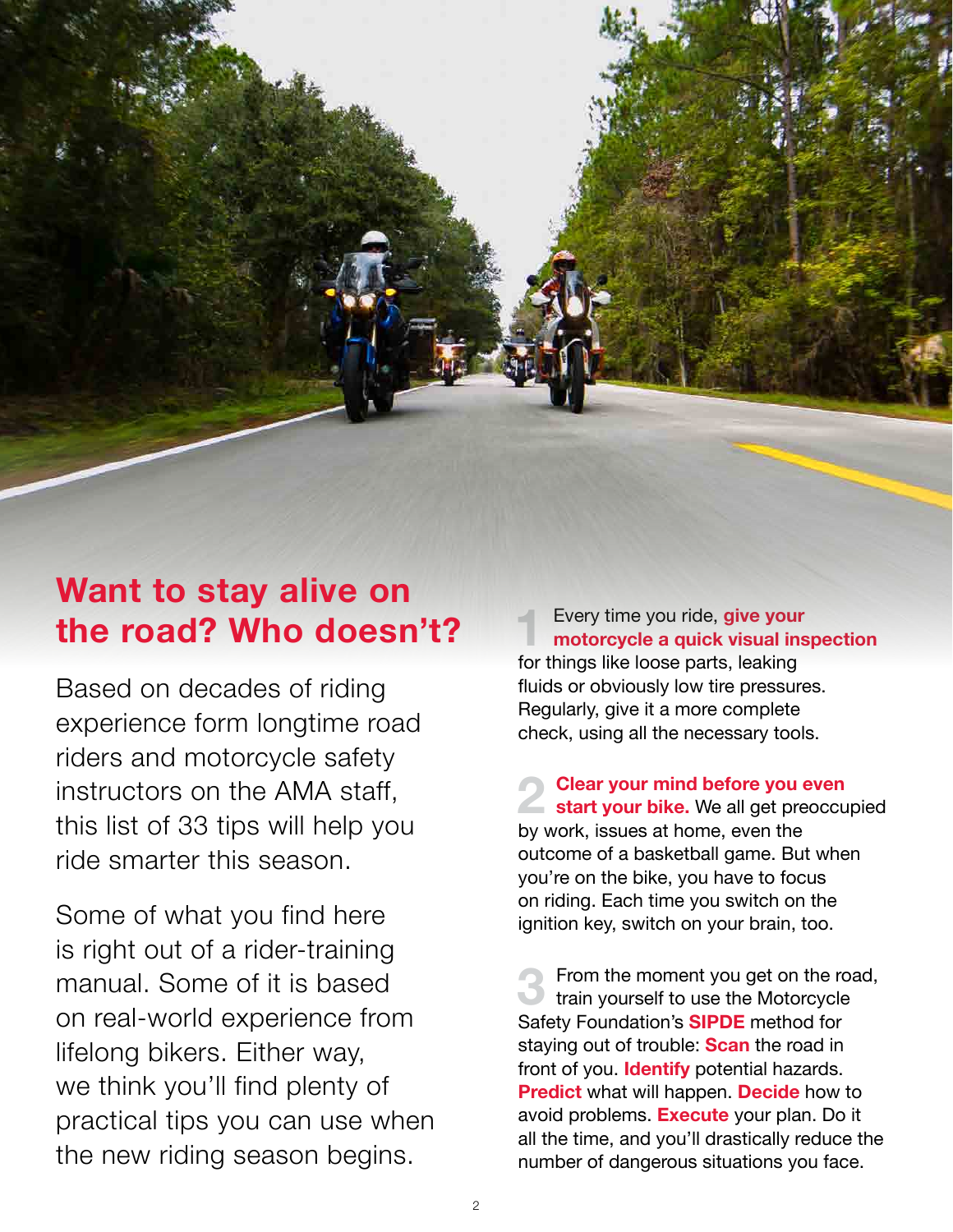# Want to stay alive on the road? Who doesn't?

Based on decades of riding experience form longtime road riders and motorcycle safety instructors on the AMA staff, this list of 33 tips will help you ride smarter this season.

Some of what you find here is right out of a rider-training manual. Some of it is based on real-world experience from lifelong bikers. Either way, we think you'll find plenty of practical tips you can use when the new riding season begins.

**1** Every time you ride, **give your motorcycle a quick visual inspection** for things like loose parts, leaking fluids or obviously low tire pressures. Regularly, give it a more complete check, using all the necessary tools.

**2** **Clear your mind before you even start your bike.** We all get preoccupied by work, issues at home, even the outcome of a basketball game. But when you're on the bike, you have to focus on riding. Each time you switch on the ignition key, switch on your brain, too.

**3** From the moment you get on the road, train yourself to use the Motorcycle Safety Foundation's **SIPDE** method for staying out of trouble: **Scan** the road in front of you. **Identify** potential hazards. **Predict** what will happen. **Decide** how to avoid problems. **Execute** your plan. Do it all the time, and you'll drastically reduce the number of dangerous situations you face.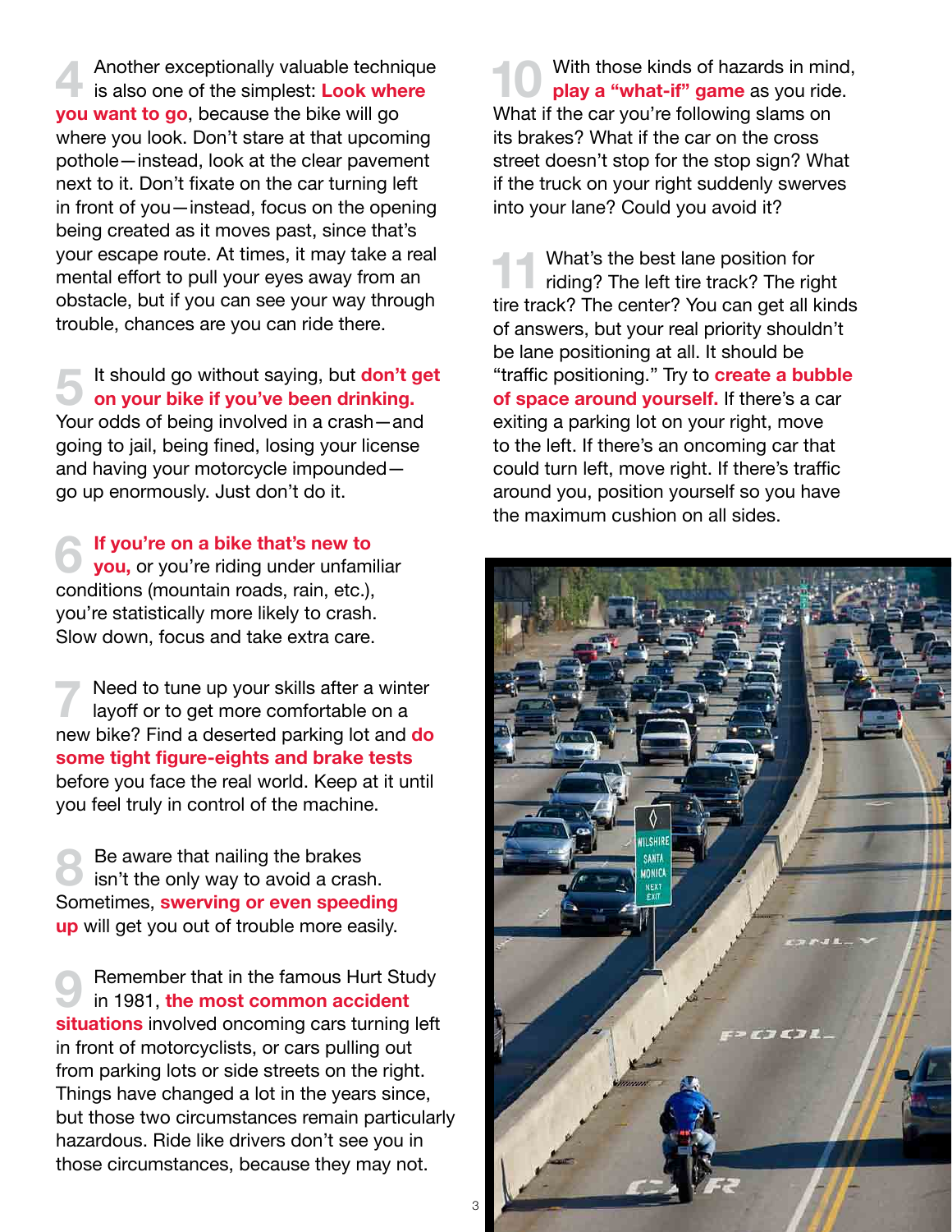**4** Another exceptionally valuable technique is also one of the simplest: **Look where you want to go**, because the bike will go where you look. Don't stare at that upcoming pothole—instead, look at the clear pavement next to it. Don't fixate on the car turning left in front of you—instead, focus on the opening being created as it moves past, since that's your escape route. At times, it may take a real mental effort to pull your eyes away from an obstacle, but if you can see your way through trouble, chances are you can ride there.

**5** It should go without saying, but **don't get on your bike if you've been drinking.** Your odds of being involved in a crash—and going to jail, being fined, losing your license and having your motorcycle impounded—go up enormously. Just don't do it.

**6** **If you're on a bike that's new to you,** or you're riding under unfamiliar conditions (mountain roads, rain, etc.), you're statistically more likely to crash. Slow down, focus and take extra care.

**7** Need to tune up your skills after a winter layoff or to get more comfortable on a new bike? Find a deserted parking lot and **do some tight figure-eights and brake tests** before you face the real world. Keep at it until you feel truly in control of the machine.

**8** Be aware that nailing the brakes isn't the only way to avoid a crash. Sometimes, **swerving or even speeding up** will get you out of trouble more easily.

**9** Remember that in the famous Hurt Study in 1981, **the most common accident situations** involved oncoming cars turning left in front of motorcyclists, or cars pulling out from parking lots or side streets on the right. Things have changed a lot in the years since, but those two circumstances remain particularly hazardous. Ride like drivers don't see you in those circumstances, because they may not.

**10** With those kinds of hazards in mind, **play a "what-if" game** as you ride. What if the car you're following slams on its brakes? What if the car on the cross street doesn't stop for the stop sign? What if the truck on your right suddenly swerves into your lane? Could you avoid it?

**11** What's the best lane position for riding? The left tire track? The right tire track? The center? You can get all kinds of answers, but your real priority shouldn't be lane positioning at all. It should be "traffic positioning." Try to **create a bubble of space around yourself.** If there's a car exiting a parking lot on your right, move to the left. If there's an oncoming car that could turn left, move right. If there's traffic around you, position yourself so you have the maximum cushion on all sides.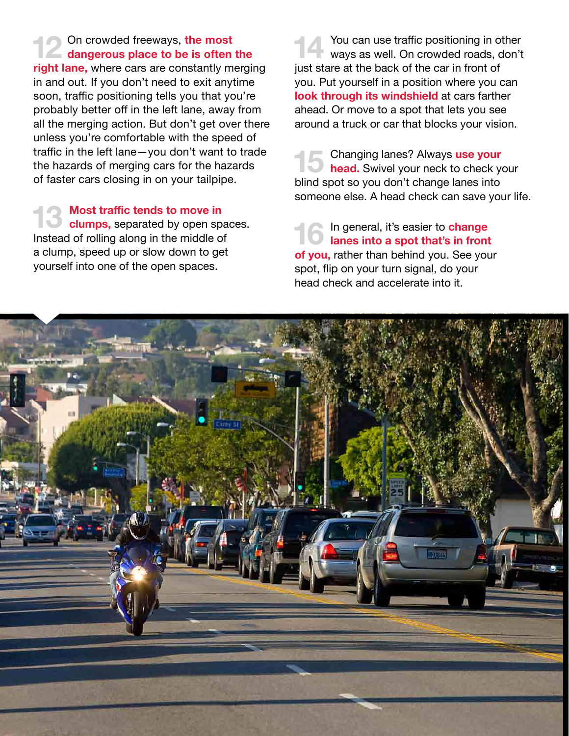**12** On crowded freeways, **the most dangerous place to be is often the right lane,** where cars are constantly merging in and out. If you don't need to exit anytime soon, traffic positioning tells you that you're probably better off in the left lane, away from all the merging action. But don't get over there unless you're comfortable with the speed of traffic in the left lane—you don't want to trade the hazards of merging cars for the hazards of faster cars closing in on your tailpipe.

**13** **Most traffic tends to move in clumps,** separated by open spaces. Instead of rolling along in the middle of a clump, speed up or slow down to get yourself into one of the open spaces.

**14** You can use traffic positioning in other ways as well. On crowded roads, don't just stare at the back of the car in front of you. Put yourself in a position where you can **look through its windshield** at cars farther ahead. Or move to a spot that lets you see around a truck or car that blocks your vision.

**15** Changing lanes? Always **use your head.** Swivel your neck to check your blind spot so you don't change lanes into someone else. A head check can save your life.

**16** In general, it's easier to **change lanes into a spot that's in front of you,** rather than behind you. See your spot, flip on your turn signal, do your head check and accelerate into it.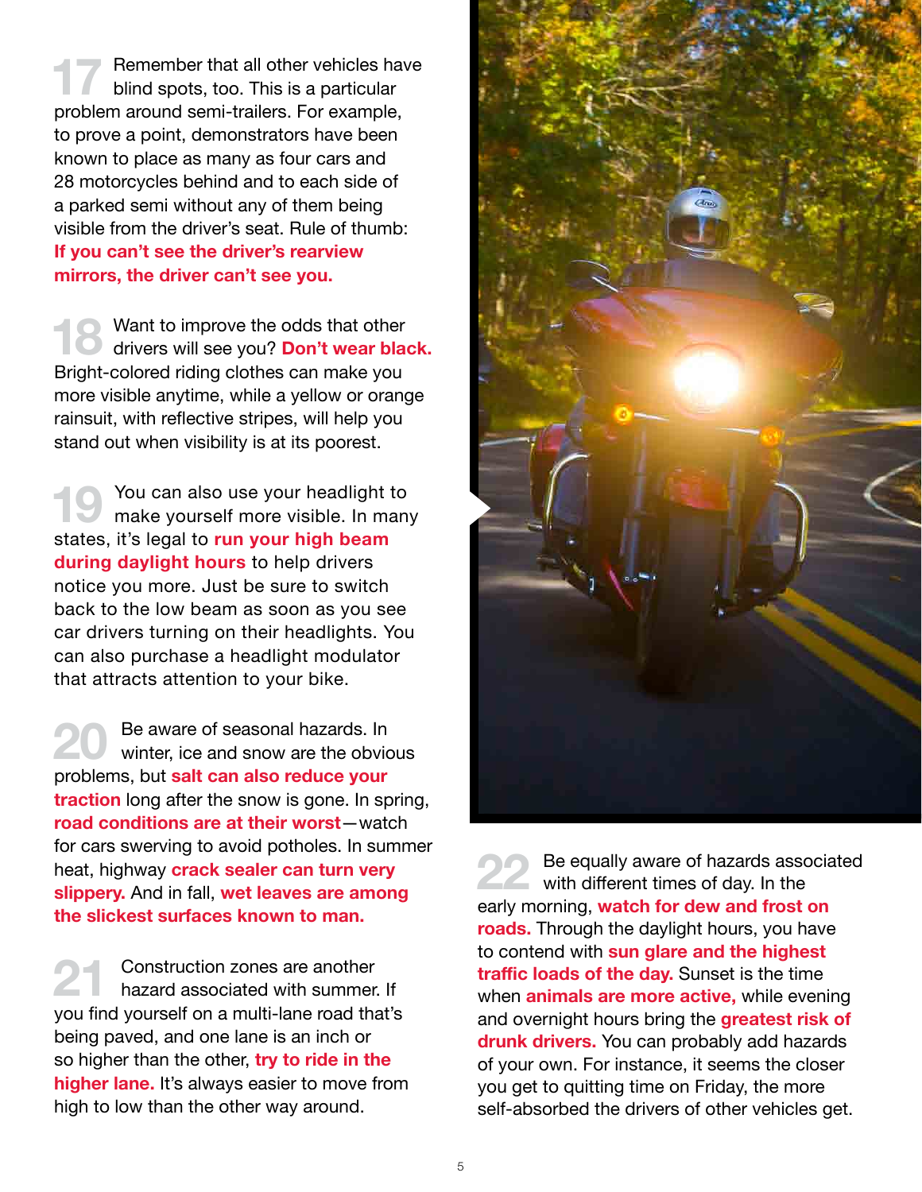**17** Remember that all other vehicles have blind spots, too. This is a particular problem around semi-trailers. For example, to prove a point, demonstrators have been known to place as many as four cars and 28 motorcycles behind and to each side of a parked semi without any of them being visible from the driver's seat. Rule of thumb: **If you can't see the driver's rearview mirrors, the driver can't see you.**

**18** Want to improve the odds that other drivers will see you? **Don't wear black.** Bright-colored riding clothes can make you more visible anytime, while a yellow or orange rainsuit, with reflective stripes, will help you stand out when visibility is at its poorest.

**19** You can also use your headlight to make yourself more visible. In many states, it's legal to **run your high beam during daylight hours** to help drivers notice you more. Just be sure to switch back to the low beam as soon as you see car drivers turning on their headlights. You can also purchase a headlight modulator that attracts attention to your bike.

**20** Be aware of seasonal hazards. In winter, ice and snow are the obvious problems, but **salt can also reduce your traction** long after the snow is gone. In spring, **road conditions are at their worst**—watch for cars swerving to avoid potholes. In summer heat, highway **crack sealer can turn very slippery.** And in fall, **wet leaves are among the slickest surfaces known to man.**

**21** Construction zones are another hazard associated with summer. If you find yourself on a multi-lane road that's being paved, and one lane is an inch or so higher than the other, **try to ride in the higher lane.** It's always easier to move from high to low than the other way around.

**22** Be equally aware of hazards associated with different times of day. In the early morning, **watch for dew and frost on roads.** Through the daylight hours, you have to contend with **sun glare and the highest traffic loads of the day.** Sunset is the time when **animals are more active,** while evening and overnight hours bring the **greatest risk of drunk drivers.** You can probably add hazards of your own. For instance, it seems the closer you get to quitting time on Friday, the more self-absorbed the drivers of other vehicles get.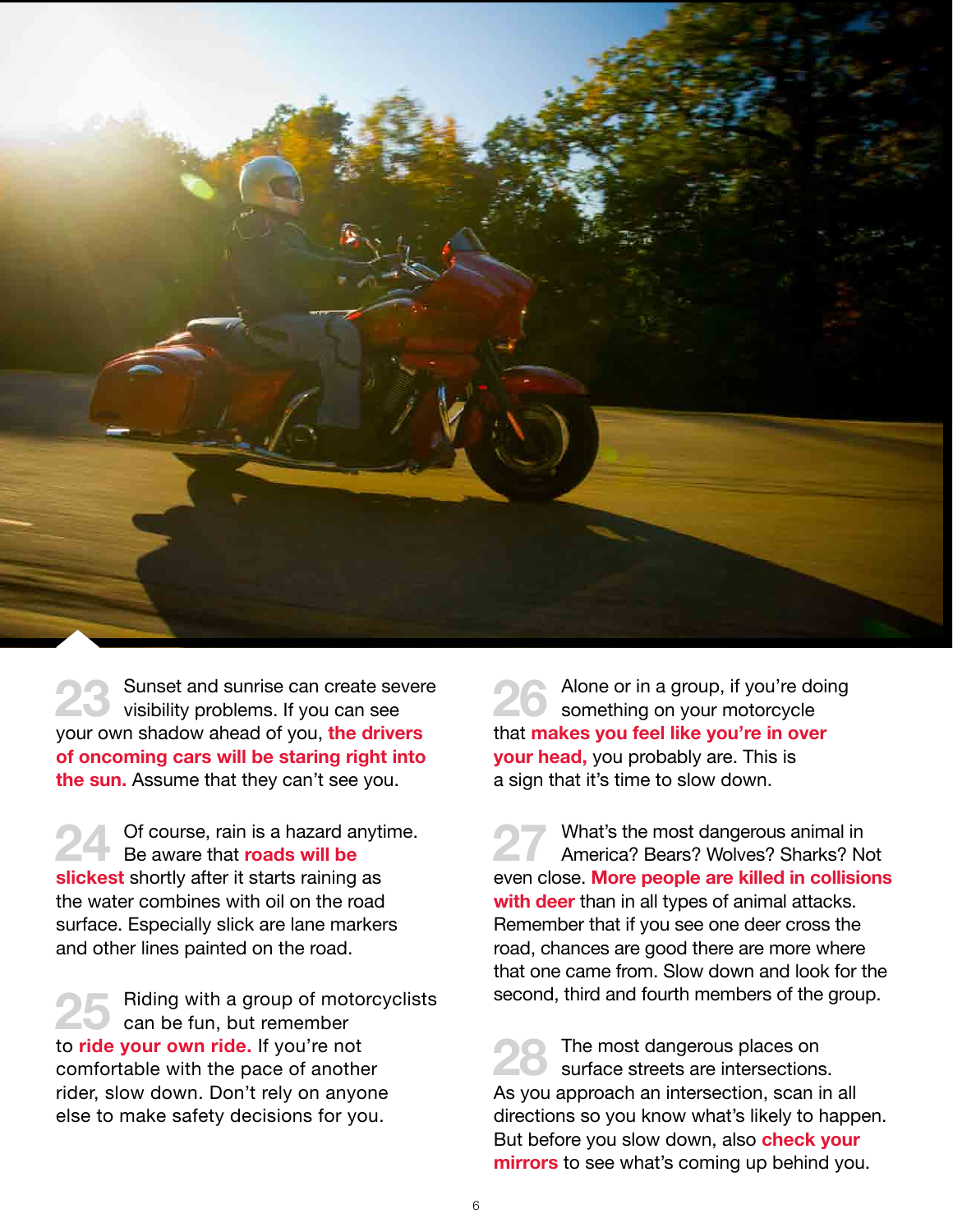**23** Sunset and sunrise can create severe visibility problems. If you can see your own shadow ahead of you, **the drivers of oncoming cars will be staring right into the sun.** Assume that they can't see you.

**24** Of course, rain is a hazard anytime. Be aware that **roads will be slickest** shortly after it starts raining as the water combines with oil on the road surface. Especially slick are lane markers and other lines painted on the road.

**25** Riding with a group of motorcyclists can be fun, but remember to **ride your own ride.** If you're not comfortable with the pace of another rider, slow down. Don't rely on anyone else to make safety decisions for you.

**26** Alone or in a group, if you're doing something on your motorcycle that **makes you feel like you're in over your head,** you probably are. This is a sign that it's time to slow down.

**27** What's the most dangerous animal in America? Bears? Wolves? Sharks? Not even close. **More people are killed in collisions with deer** than in all types of animal attacks. Remember that if you see one deer cross the road, chances are good there are more where that one came from. Slow down and look for the second, third and fourth members of the group.

**28** The most dangerous places on surface streets are intersections. As you approach an intersection, scan in all directions so you know what's likely to happen. But before you slow down, also **check your mirrors** to see what's coming up behind you.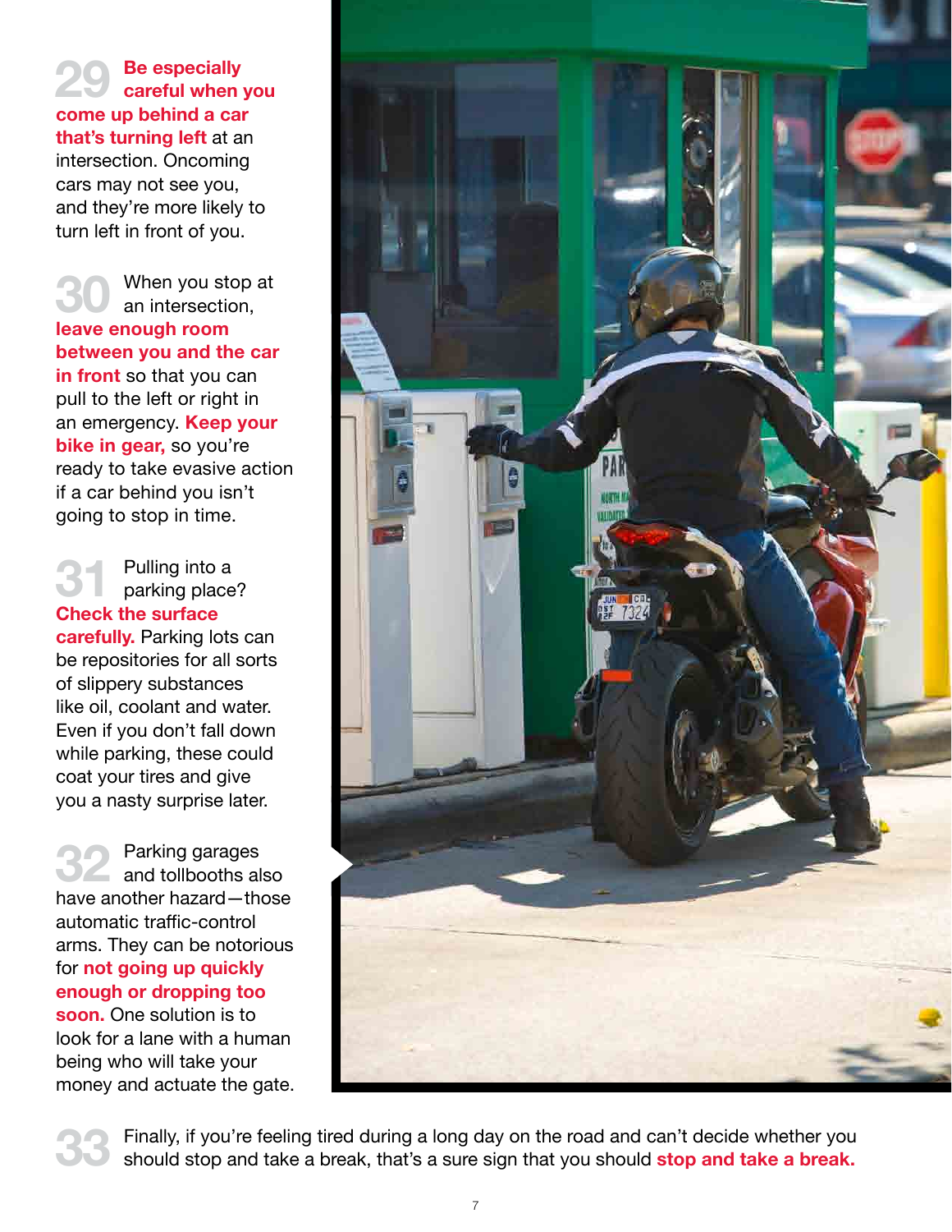**29** **Be especially careful when you come up behind a car that's turning left** at an intersection. Oncoming cars may not see you, and they're more likely to turn left in front of you.

**30** When you stop at an intersection, **leave enough room between you and the car in front** so that you can pull to the left or right in an emergency. **Keep your bike in gear,** so you're ready to take evasive action if a car behind you isn't going to stop in time.

**31** Pulling into a parking place? **Check the surface carefully.** Parking lots can be repositories for all sorts of slippery substances like oil, coolant and water. Even if you don't fall down while parking, these could coat your tires and give you a nasty surprise later.

**32** Parking garages and tollbooths also have another hazard—those automatic traffic-control arms. They can be notorious for **not going up quickly enough or dropping too soon.** One solution is to look for a lane with a human being who will take your money and actuate the gate.

**33** Finally, if you're feeling tired during a long day on the road and can't decide whether you should stop and take a break, that's a sure sign that you should **stop and take a break.**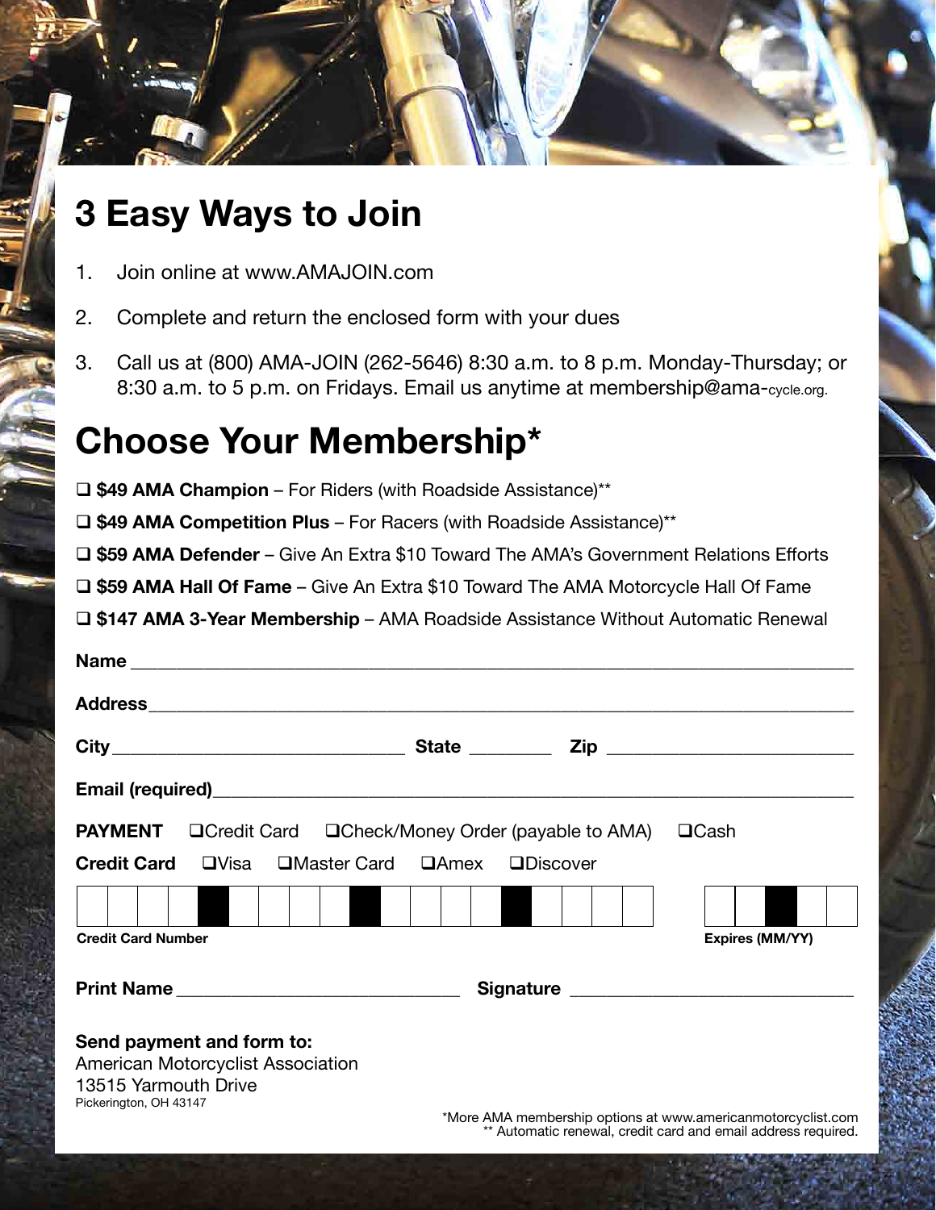# 3 Easy Ways to Join

1. Join online at www.AMAJOIN.com
2. Complete and return the enclosed form with your dues
3. Call us at (800) AMA-JOIN (262-5646) 8:30 a.m. to 8 p.m. Monday-Thursday; or 8:30 a.m. to 5 p.m. on Fridays. Email us anytime at membership@ama-cycle.org.

# Choose Your Membership*

- ❑ **$49 AMA Champion** – For Riders (with Roadside Assistance)**
- ❑ **$49 AMA Competition Plus** – For Racers (with Roadside Assistance)**
- ❑ **$59 AMA Defender** – Give An Extra $10 Toward The AMA's Government Relations Efforts
- ❑ **$59 AMA Hall Of Fame** – Give An Extra $10 Toward The AMA Motorcycle Hall Of Fame
- ❑ **$147 AMA 3-Year Membership** – AMA Roadside Assistance Without Automatic Renewal

**Name** ____________________________________________

**Address** ____________________________________________

**City** ____________________ **State** ________ **Zip** ____________________

**Email (required)** ____________________________________________

**PAYMENT** ❑Credit Card ❑Check/Money Order (payable to AMA) ❑Cash

**Credit Card** ❑Visa ❑Master Card ❑Amex ❑Discover

**Credit Card Number** ____________________ **Expires (MM/YY)** ________

**Print Name** ____________________ **Signature** ____________________

**Send payment and form to:**
American Motorcyclist Association
13515 Yarmouth Drive
Pickerington, OH 43147

*More AMA membership options at www.americanmotorcyclist.com
** Automatic renewal, credit card and email address required.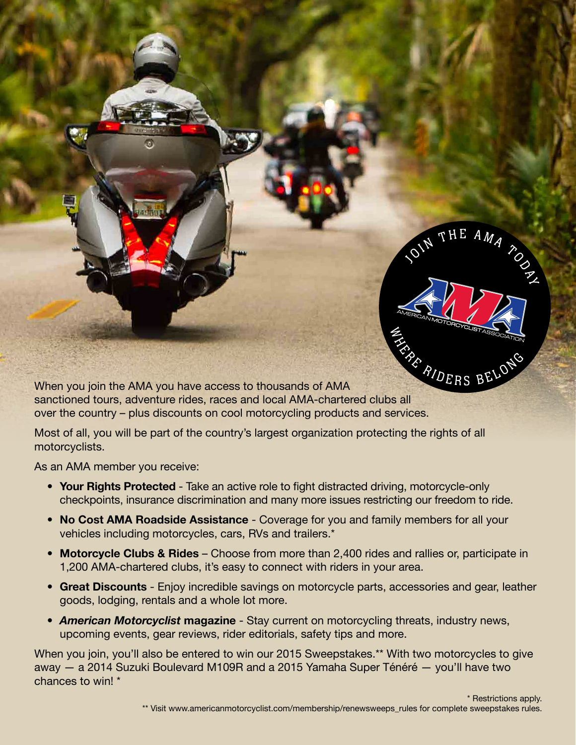JOIN THE AMA TODAY

AMA

AMERICAN MOTORCYCLIST ASSOCIATION

WHERE RIDERS BELONG

When you join the AMA you have access to thousands of AMA sanctioned tours, adventure rides, races and local AMA-chartered clubs all over the country – plus discounts on cool motorcycling products and services.

Most of all, you will be part of the country's largest organization protecting the rights of all motorcyclists.

As an AMA member you receive:

- **Your Rights Protected** - Take an active role to fight distracted driving, motorcycle-only checkpoints, insurance discrimination and many more issues restricting our freedom to ride.
- **No Cost AMA Roadside Assistance** - Coverage for you and family members for all your vehicles including motorcycles, cars, RVs and trailers.*
- **Motorcycle Clubs & Rides** – Choose from more than 2,400 rides and rallies or, participate in 1,200 AMA-chartered clubs, it's easy to connect with riders in your area.
- **Great Discounts** - Enjoy incredible savings on motorcycle parts, accessories and gear, leather goods, lodging, rentals and a whole lot more.
- ***American Motorcyclist* magazine** - Stay current on motorcycling threats, industry news, upcoming events, gear reviews, rider editorials, safety tips and more.

When you join, you'll also be entered to win our 2015 Sweepstakes.** With two motorcycles to give away — a 2014 Suzuki Boulevard M109R and a 2015 Yamaha Super Ténéré — you'll have two chances to win! *

\* Restrictions apply.

\*\* Visit www.americanmotorcyclist.com/membership/renewsweeps_rules for complete sweepstakes rules.